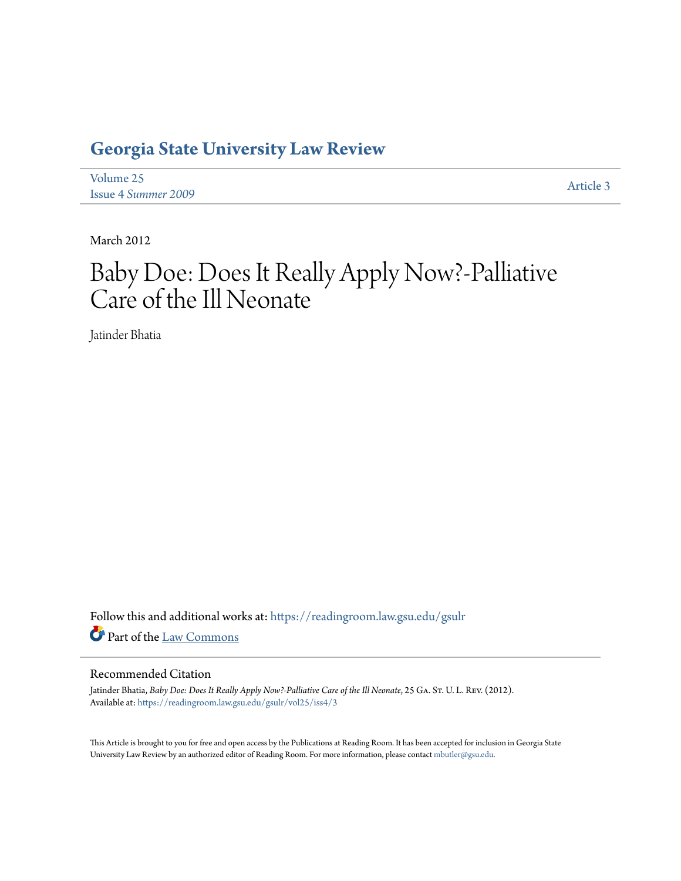# Georgia State University Law Review

Volume 25
Issue 4 *Summer 2009*

Article 3

March 2012

# Baby Doe: Does It Really Apply Now?-Palliative Care of the Ill Neonate

Jatinder Bhatia

Follow this and additional works at: https://readingroom.law.gsu.edu/gsulr

Part of the Law Commons

## Recommended Citation

Jatinder Bhatia, *Baby Doe: Does It Really Apply Now?-Palliative Care of the Ill Neonate*, 25 Ga. St. U. L. Rev. (2012).
Available at: https://readingroom.law.gsu.edu/gsulr/vol25/iss4/3

This Article is brought to you for free and open access by the Publications at Reading Room. It has been accepted for inclusion in Georgia State University Law Review by an authorized editor of Reading Room. For more information, please contact mbutler@gsu.edu.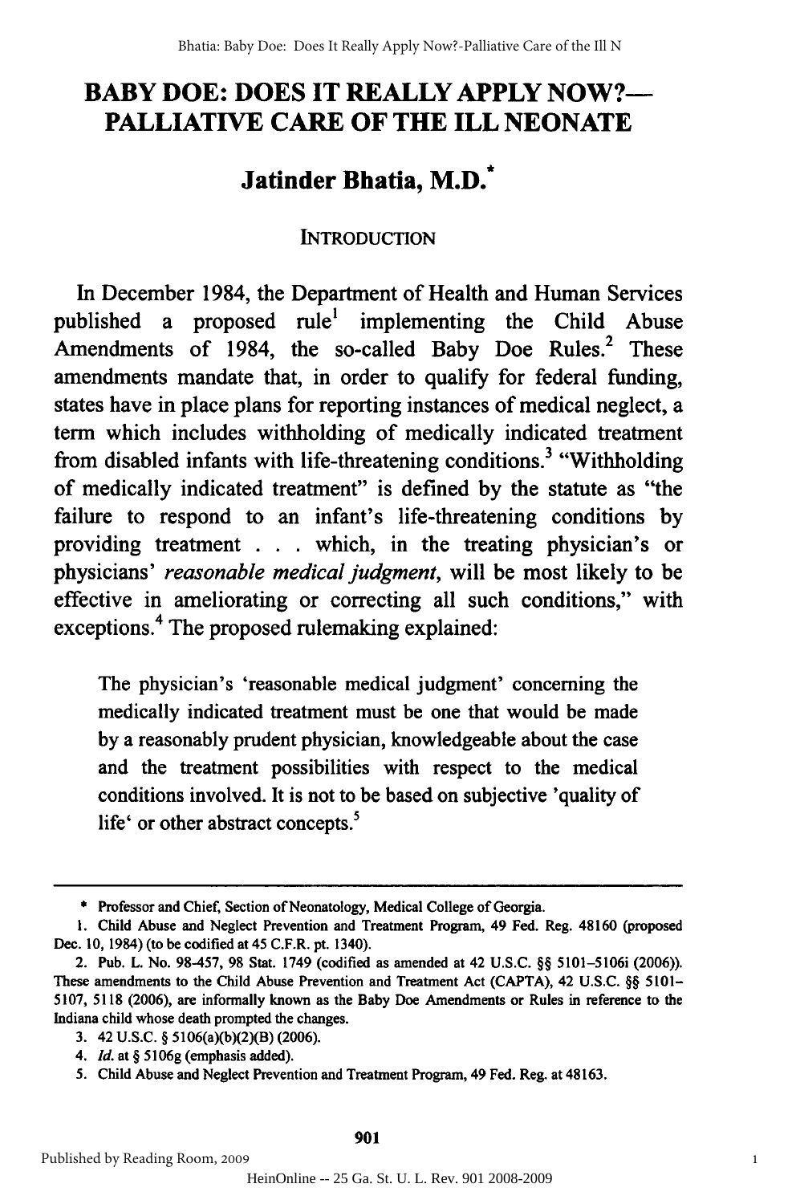# BABY DOE: DOES IT REALLY APPLY NOW?—PALLIATIVE CARE OF THE ILL NEONATE

## Jatinder Bhatia, M.D.*

### INTRODUCTION

In December 1984, the Department of Health and Human Services published a proposed rule[1] implementing the Child Abuse Amendments of 1984, the so-called Baby Doe Rules.[2] These amendments mandate that, in order to qualify for federal funding, states have in place plans for reporting instances of medical neglect, a term which includes withholding of medically indicated treatment from disabled infants with life-threatening conditions.[3] "Withholding of medically indicated treatment" is defined by the statute as "the failure to respond to an infant's life-threatening conditions by providing treatment . . . which, in the treating physician's or physicians' *reasonable medical judgment*, will be most likely to be effective in ameliorating or correcting all such conditions," with exceptions.[4] The proposed rulemaking explained:

> The physician's 'reasonable medical judgment' concerning the medically indicated treatment must be one that would be made by a reasonably prudent physician, knowledgeable about the case and the treatment possibilities with respect to the medical conditions involved. It is not to be based on subjective 'quality of life' or other abstract concepts.[5]

---

\* Professor and Chief, Section of Neonatology, Medical College of Georgia.

1. Child Abuse and Neglect Prevention and Treatment Program, 49 Fed. Reg. 48160 (proposed Dec. 10, 1984) (to be codified at 45 C.F.R. pt. 1340).

2. Pub. L. No. 98-457, 98 Stat. 1749 (codified as amended at 42 U.S.C. §§ 5101–5106i (2006)). These amendments to the Child Abuse Prevention and Treatment Act (CAPTA), 42 U.S.C. §§ 5101–5107, 5118 (2006), are informally known as the Baby Doe Amendments or Rules in reference to the Indiana child whose death prompted the changes.

3. 42 U.S.C. § 5106(a)(b)(2)(B) (2006).

4. *Id.* at § 5106g (emphasis added).

5. Child Abuse and Neglect Prevention and Treatment Program, 49 Fed. Reg. at 48163.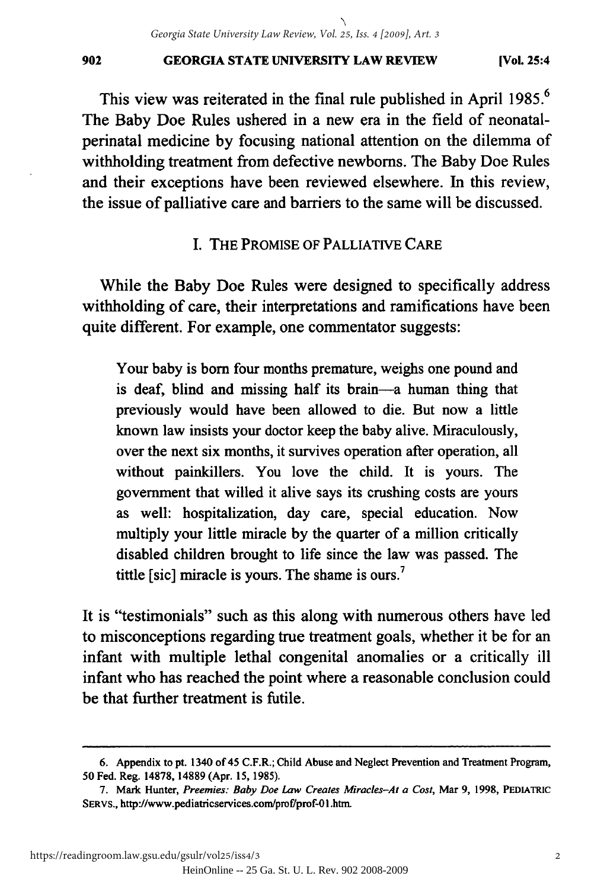This view was reiterated in the final rule published in April 1985.[6] The Baby Doe Rules ushered in a new era in the field of neonatal-perinatal medicine by focusing national attention on the dilemma of withholding treatment from defective newborns. The Baby Doe Rules and their exceptions have been reviewed elsewhere. In this review, the issue of palliative care and barriers to the same will be discussed.

## I. The Promise of Palliative Care

While the Baby Doe Rules were designed to specifically address withholding of care, their interpretations and ramifications have been quite different. For example, one commentator suggests:

> Your baby is born four months premature, weighs one pound and is deaf, blind and missing half its brain—a human thing that previously would have been allowed to die. But now a little known law insists your doctor keep the baby alive. Miraculously, over the next six months, it survives operation after operation, all without painkillers. You love the child. It is yours. The government that willed it alive says its crushing costs are yours as well: hospitalization, day care, special education. Now multiply your little miracle by the quarter of a million critically disabled children brought to life since the law was passed. The tittle [sic] miracle is yours. The shame is ours.[7]

It is "testimonials" such as this along with numerous others have led to misconceptions regarding true treatment goals, whether it be for an infant with multiple lethal congenital anomalies or a critically ill infant who has reached the point where a reasonable conclusion could be that further treatment is futile.

---

6. Appendix to pt. 1340 of 45 C.F.R.; Child Abuse and Neglect Prevention and Treatment Program, 50 Fed. Reg. 14878, 14889 (Apr. 15, 1985).

7. Mark Hunter, *Preemies: Baby Doe Law Creates Miracles–At a Cost*, Mar 9, 1998, PEDIATRIC SERVS., http://www.pediatricservices.com/prof/prof-01.htm.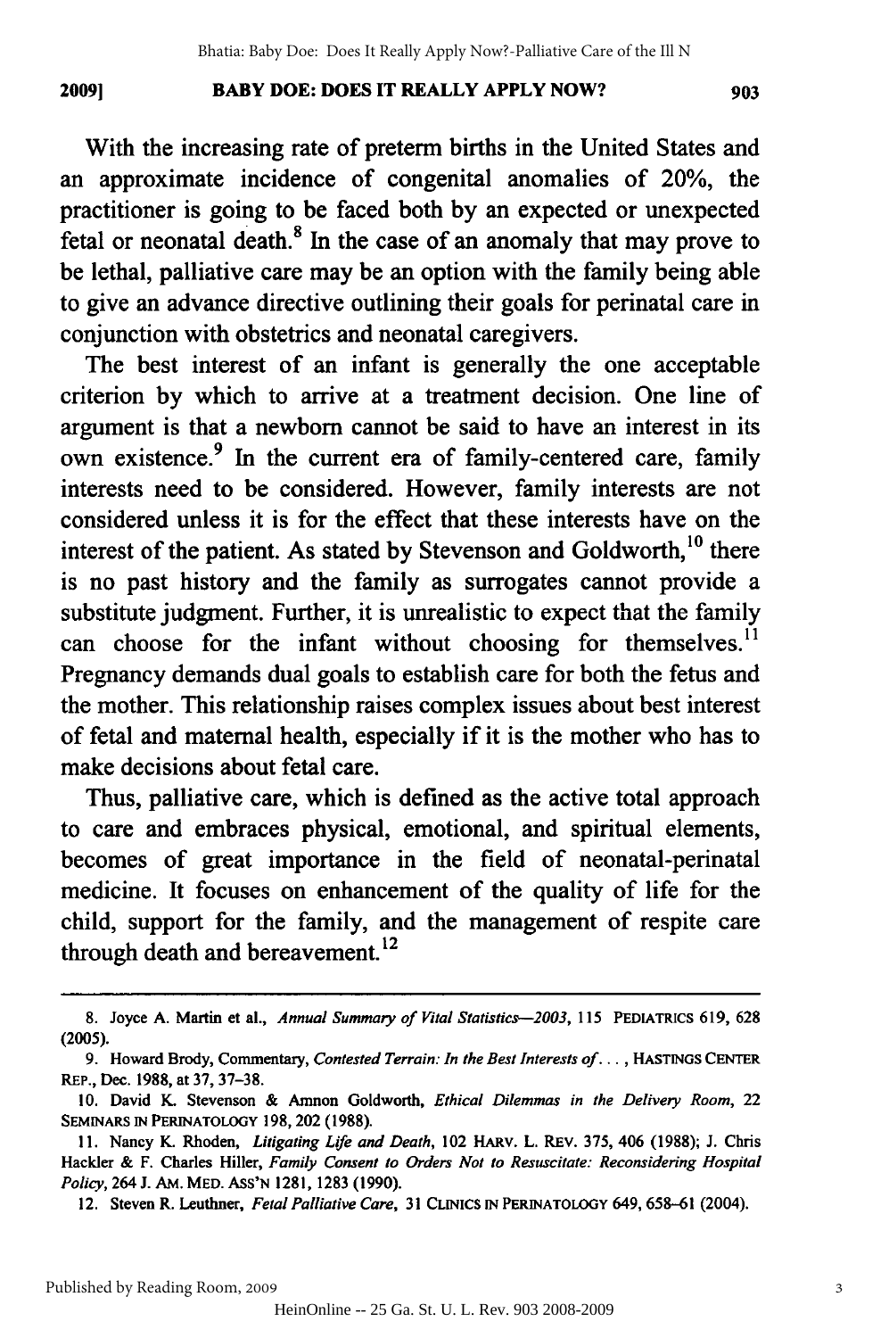With the increasing rate of preterm births in the United States and an approximate incidence of congenital anomalies of 20%, the practitioner is going to be faced both by an expected or unexpected fetal or neonatal death.[8] In the case of an anomaly that may prove to be lethal, palliative care may be an option with the family being able to give an advance directive outlining their goals for perinatal care in conjunction with obstetrics and neonatal caregivers.

The best interest of an infant is generally the one acceptable criterion by which to arrive at a treatment decision. One line of argument is that a newborn cannot be said to have an interest in its own existence.[9] In the current era of family-centered care, family interests need to be considered. However, family interests are not considered unless it is for the effect that these interests have on the interest of the patient. As stated by Stevenson and Goldworth,[10] there is no past history and the family as surrogates cannot provide a substitute judgment. Further, it is unrealistic to expect that the family can choose for the infant without choosing for themselves.[11] Pregnancy demands dual goals to establish care for both the fetus and the mother. This relationship raises complex issues about best interest of fetal and maternal health, especially if it is the mother who has to make decisions about fetal care.

Thus, palliative care, which is defined as the active total approach to care and embraces physical, emotional, and spiritual elements, becomes of great importance in the field of neonatal-perinatal medicine. It focuses on enhancement of the quality of life for the child, support for the family, and the management of respite care through death and bereavement.[12]

---

8. Joyce A. Martin et al., *Annual Summary of Vital Statistics—2003*, 115 PEDIATRICS 619, 628 (2005).

9. Howard Brody, Commentary, *Contested Terrain: In the Best Interests of. . .*, HASTINGS CENTER REP., Dec. 1988, at 37, 37–38.

10. David K. Stevenson & Amnon Goldworth, *Ethical Dilemmas in the Delivery Room*, 22 SEMINARS IN PERINATOLOGY 198, 202 (1988).

11. Nancy K. Rhoden, *Litigating Life and Death*, 102 HARV. L. REV. 375, 406 (1988); J. Chris Hackler & F. Charles Hiller, *Family Consent to Orders Not to Resuscitate: Reconsidering Hospital Policy*, 264 J. AM. MED. ASS'N 1281, 1283 (1990).

12. Steven R. Leuthner, *Fetal Palliative Care*, 31 CLINICS IN PERINATOLOGY 649, 658–61 (2004).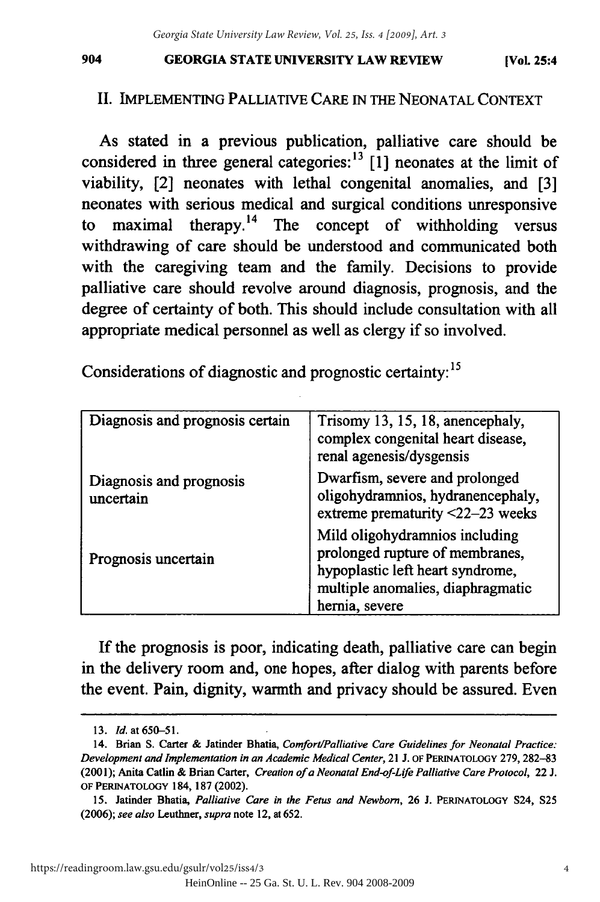## II. IMPLEMENTING PALLIATIVE CARE IN THE NEONATAL CONTEXT

As stated in a previous publication, palliative care should be considered in three general categories:[13] [1] neonates at the limit of viability, [2] neonates with lethal congenital anomalies, and [3] neonates with serious medical and surgical conditions unresponsive to maximal therapy.[14] The concept of withholding versus withdrawing of care should be understood and communicated both with the caregiving team and the family. Decisions to provide palliative care should revolve around diagnosis, prognosis, and the degree of certainty of both. This should include consultation with all appropriate medical personnel as well as clergy if so involved.

Considerations of diagnostic and prognostic certainty:[15]

| | |
|---|---|
| Diagnosis and prognosis certain | Trisomy 13, 15, 18, anencephaly, complex congenital heart disease, renal agenesis/dysgensis |
| Diagnosis and prognosis uncertain | Dwarfism, severe and prolonged oligohydramnios, hydranencephaly, extreme prematurity <22–23 weeks |
| Prognosis uncertain | Mild oligohydramnios including prolonged rupture of membranes, hypoplastic left heart syndrome, multiple anomalies, diaphragmatic hernia, severe |

If the prognosis is poor, indicating death, palliative care can begin in the delivery room and, one hopes, after dialog with parents before the event. Pain, dignity, warmth and privacy should be assured. Even

---

13. *Id.* at 650–51.

14. Brian S. Carter & Jatinder Bhatia, *Comfort/Palliative Care Guidelines for Neonatal Practice: Development and Implementation in an Academic Medical Center*, 21 J. OF PERINATOLOGY 279, 282–83 (2001); Anita Catlin & Brian Carter, *Creation of a Neonatal End-of-Life Palliative Care Protocol*, 22 J. OF PERINATOLOGY 184, 187 (2002).

15. Jatinder Bhatia, *Palliative Care in the Fetus and Newborn*, 26 J. PERINATOLOGY S24, S25 (2006); *see also* Leuthner, *supra* note 12, at 652.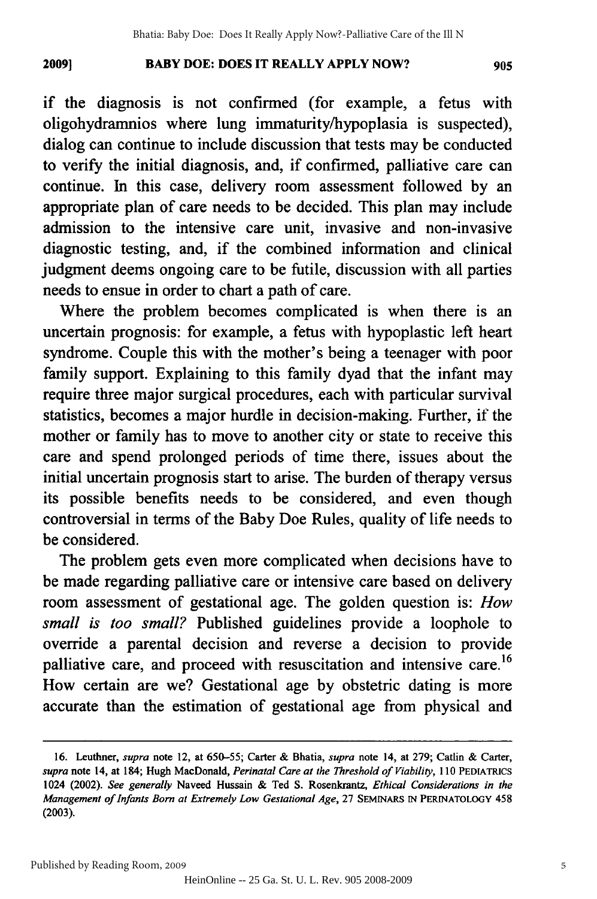if the diagnosis is not confirmed (for example, a fetus with oligohydramnios where lung immaturity/hypoplasia is suspected), dialog can continue to include discussion that tests may be conducted to verify the initial diagnosis, and, if confirmed, palliative care can continue. In this case, delivery room assessment followed by an appropriate plan of care needs to be decided. This plan may include admission to the intensive care unit, invasive and non-invasive diagnostic testing, and, if the combined information and clinical judgment deems ongoing care to be futile, discussion with all parties needs to ensue in order to chart a path of care.

Where the problem becomes complicated is when there is an uncertain prognosis: for example, a fetus with hypoplastic left heart syndrome. Couple this with the mother's being a teenager with poor family support. Explaining to this family dyad that the infant may require three major surgical procedures, each with particular survival statistics, becomes a major hurdle in decision-making. Further, if the mother or family has to move to another city or state to receive this care and spend prolonged periods of time there, issues about the initial uncertain prognosis start to arise. The burden of therapy versus its possible benefits needs to be considered, and even though controversial in terms of the Baby Doe Rules, quality of life needs to be considered.

The problem gets even more complicated when decisions have to be made regarding palliative care or intensive care based on delivery room assessment of gestational age. The golden question is: *How small is too small?* Published guidelines provide a loophole to override a parental decision and reverse a decision to provide palliative care, and proceed with resuscitation and intensive care.[16] How certain are we? Gestational age by obstetric dating is more accurate than the estimation of gestational age from physical and

---

16. Leuthner, *supra* note 12, at 650–55; Carter & Bhatia, *supra* note 14, at 279; Catlin & Carter, *supra* note 14, at 184; Hugh MacDonald, *Perinatal Care at the Threshold of Viability*, 110 PEDIATRICS 1024 (2002). *See generally* Naveed Hussain & Ted S. Rosenkrantz, *Ethical Considerations in the Management of Infants Born at Extremely Low Gestational Age*, 27 SEMINARS IN PERINATOLOGY 458 (2003).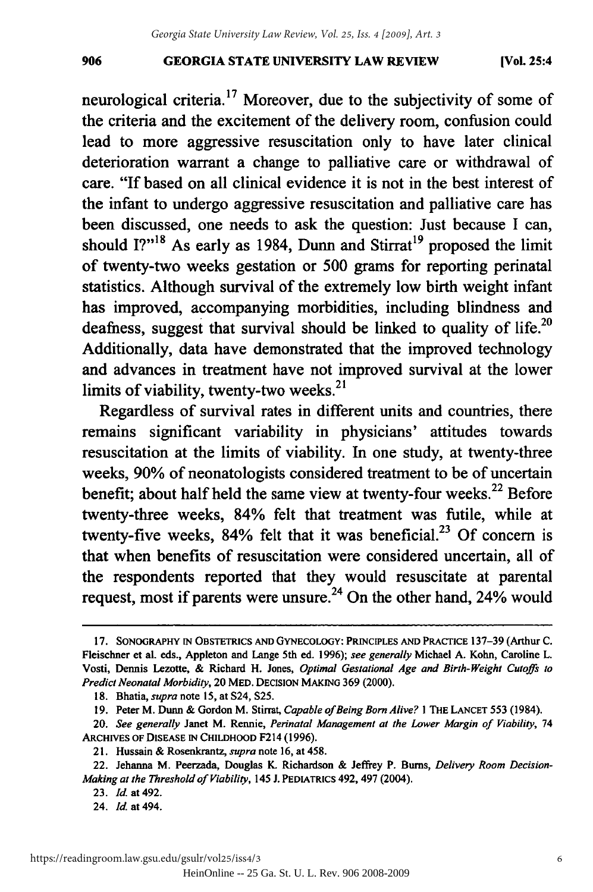neurological criteria.[17] Moreover, due to the subjectivity of some of the criteria and the excitement of the delivery room, confusion could lead to more aggressive resuscitation only to have later clinical deterioration warrant a change to palliative care or withdrawal of care. "If based on all clinical evidence it is not in the best interest of the infant to undergo aggressive resuscitation and palliative care has been discussed, one needs to ask the question: Just because I can, should I?"[18] As early as 1984, Dunn and Stirrat[19] proposed the limit of twenty-two weeks gestation or 500 grams for reporting perinatal statistics. Although survival of the extremely low birth weight infant has improved, accompanying morbidities, including blindness and deafness, suggest that survival should be linked to quality of life.[20] Additionally, data have demonstrated that the improved technology and advances in treatment have not improved survival at the lower limits of viability, twenty-two weeks.[21]

Regardless of survival rates in different units and countries, there remains significant variability in physicians' attitudes towards resuscitation at the limits of viability. In one study, at twenty-three weeks, 90% of neonatologists considered treatment to be of uncertain benefit; about half held the same view at twenty-four weeks.[22] Before twenty-three weeks, 84% felt that treatment was futile, while at twenty-five weeks, 84% felt that it was beneficial.[23] Of concern is that when benefits of resuscitation were considered uncertain, all of the respondents reported that they would resuscitate at parental request, most if parents were unsure.[24] On the other hand, 24% would

---

17. SONOGRAPHY IN OBSTETRICS AND GYNECOLOGY: PRINCIPLES AND PRACTICE 137–39 (Arthur C. Fleischner et al. eds., Appleton and Lange 5th ed. 1996); *see generally* Michael A. Kohn, Caroline L. Vosti, Dennis Lezotte, & Richard H. Jones, *Optimal Gestational Age and Birth-Weight Cutoffs to Predict Neonatal Morbidity*, 20 MED. DECISION MAKING 369 (2000).

18. Bhatia, *supra* note 15, at S24, S25.

19. Peter M. Dunn & Gordon M. Stirrat, *Capable of Being Born Alive?* 1 THE LANCET 553 (1984).

20. *See generally* Janet M. Rennie, *Perinatal Management at the Lower Margin of Viability*, 74 ARCHIVES OF DISEASE IN CHILDHOOD F214 (1996).

21. Hussain & Rosenkrantz, *supra* note 16, at 458.

22. Jehanna M. Peerzada, Douglas K. Richardson & Jeffrey P. Burns, *Delivery Room Decision-Making at the Threshold of Viability*, 145 J. PEDIATRICS 492, 497 (2004).

23. *Id.* at 492.

24. *Id.* at 494.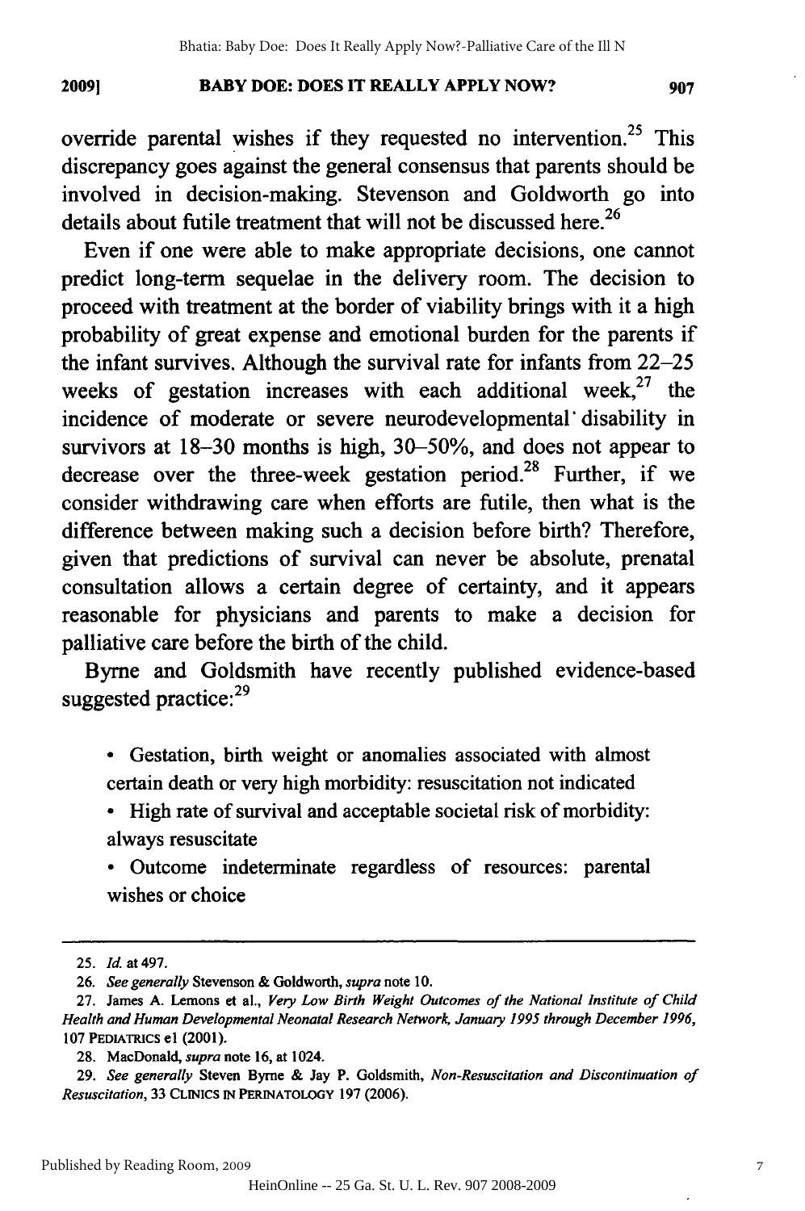override parental wishes if they requested no intervention.[25] This discrepancy goes against the general consensus that parents should be involved in decision-making. Stevenson and Goldworth go into details about futile treatment that will not be discussed here.[26]

Even if one were able to make appropriate decisions, one cannot predict long-term sequelae in the delivery room. The decision to proceed with treatment at the border of viability brings with it a high probability of great expense and emotional burden for the parents if the infant survives. Although the survival rate for infants from 22–25 weeks of gestation increases with each additional week,[27] the incidence of moderate or severe neurodevelopmental disability in survivors at 18–30 months is high, 30–50%, and does not appear to decrease over the three-week gestation period.[28] Further, if we consider withdrawing care when efforts are futile, then what is the difference between making such a decision before birth? Therefore, given that predictions of survival can never be absolute, prenatal consultation allows a certain degree of certainty, and it appears reasonable for physicians and parents to make a decision for palliative care before the birth of the child.

Byrne and Goldsmith have recently published evidence-based suggested practice:[29]

- Gestation, birth weight or anomalies associated with almost certain death or very high morbidity: resuscitation not indicated
- High rate of survival and acceptable societal risk of morbidity: always resuscitate
- Outcome indeterminate regardless of resources: parental wishes or choice

---

25. *Id.* at 497.

26. *See generally* Stevenson & Goldworth, *supra* note 10.

27. James A. Lemons et al., *Very Low Birth Weight Outcomes of the National Institute of Child Health and Human Developmental Neonatal Research Network, January 1995 through December 1996*, 107 PEDIATRICS e1 (2001).

28. MacDonald, *supra* note 16, at 1024.

29. *See generally* Steven Byrne & Jay P. Goldsmith, *Non-Resuscitation and Discontinuation of Resuscitation*, 33 CLINICS IN PERINATOLOGY 197 (2006).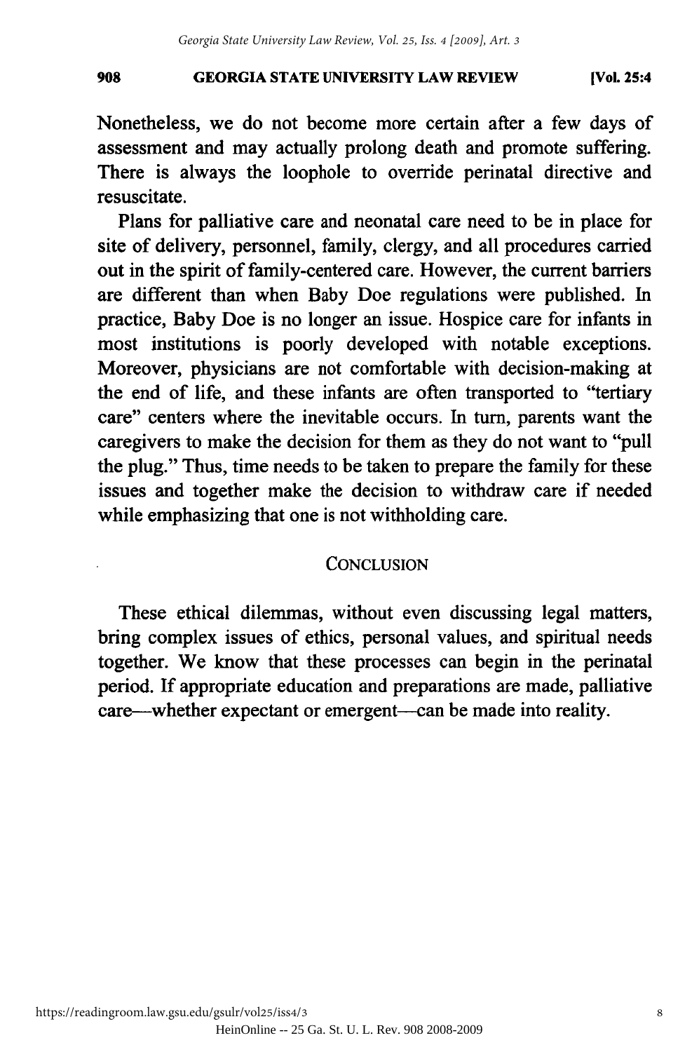Nonetheless, we do not become more certain after a few days of assessment and may actually prolong death and promote suffering. There is always the loophole to override perinatal directive and resuscitate.

Plans for palliative care and neonatal care need to be in place for site of delivery, personnel, family, clergy, and all procedures carried out in the spirit of family-centered care. However, the current barriers are different than when Baby Doe regulations were published. In practice, Baby Doe is no longer an issue. Hospice care for infants in most institutions is poorly developed with notable exceptions. Moreover, physicians are not comfortable with decision-making at the end of life, and these infants are often transported to "tertiary care" centers where the inevitable occurs. In turn, parents want the caregivers to make the decision for them as they do not want to "pull the plug." Thus, time needs to be taken to prepare the family for these issues and together make the decision to withdraw care if needed while emphasizing that one is not withholding care.

## CONCLUSION

These ethical dilemmas, without even discussing legal matters, bring complex issues of ethics, personal values, and spiritual needs together. We know that these processes can begin in the perinatal period. If appropriate education and preparations are made, palliative care—whether expectant or emergent—can be made into reality.